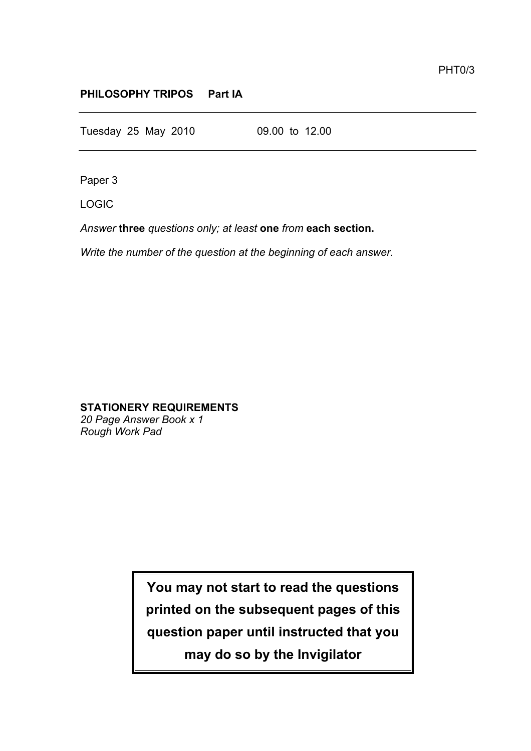PHT0/3

**PHILOSOPHY TRIPOS Part IA**

---

Tuesday 25 May 2010 09.00 to 12.00

---

Paper 3

LOGIC

*Answer* **three** *questions only; at least* **one** *from* **each section.**

*Write the number of the question at the beginning of each answer.*

**STATIONERY REQUIREMENTS**
*20 Page Answer Book x 1*
*Rough Work Pad*

**You may not start to read the questions printed on the subsequent pages of this question paper until instructed that you may do so by the Invigilator**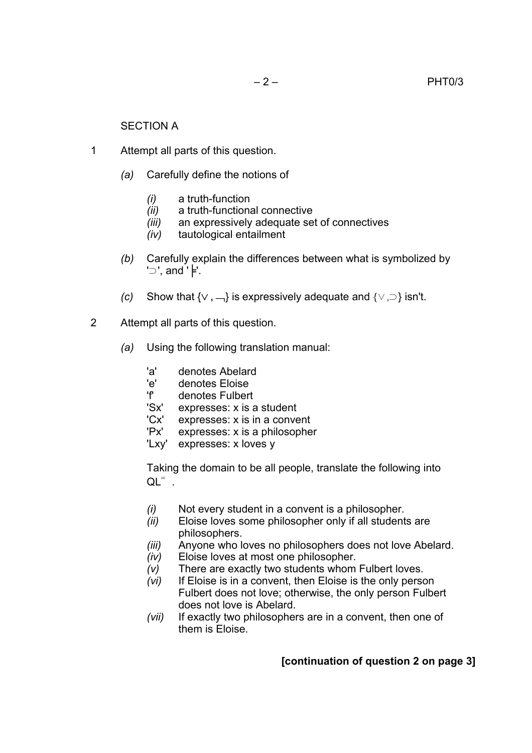## SECTION A

1 Attempt all parts of this question.

*(a)* Carefully define the notions of

*(i)* a truth-function
*(ii)* a truth-functional connective
*(iii)* an expressively adequate set of connectives
*(iv)* tautological entailment

*(b)* Carefully explain the differences between what is symbolized by '$\supset$', and '$\models$'.

*(c)* Show that $\{\vee, \neg\}$ is expressively adequate and $\{\vee, \supset\}$ isn't.

2 Attempt all parts of this question.

*(a)* Using the following translation manual:

'a' denotes Abelard
'e' denotes Eloise
'f' denotes Fulbert
'Sx' expresses: x is a student
'Cx' expresses: x is in a convent
'Px' expresses: x is a philosopher
'Lxy' expresses: x loves y

Taking the domain to be all people, translate the following into $QL^{=}$.

*(i)* Not every student in a convent is a philosopher.
*(ii)* Eloise loves some philosopher only if all students are philosophers.
*(iii)* Anyone who loves no philosophers does not love Abelard.
*(iv)* Eloise loves at most one philosopher.
*(v)* There are exactly two students whom Fulbert loves.
*(vi)* If Eloise is in a convent, then Eloise is the only person Fulbert does not love; otherwise, the only person Fulbert does not love is Abelard.
*(vii)* If exactly two philosophers are in a convent, then one of them is Eloise.

**[continuation of question 2 on page 3]**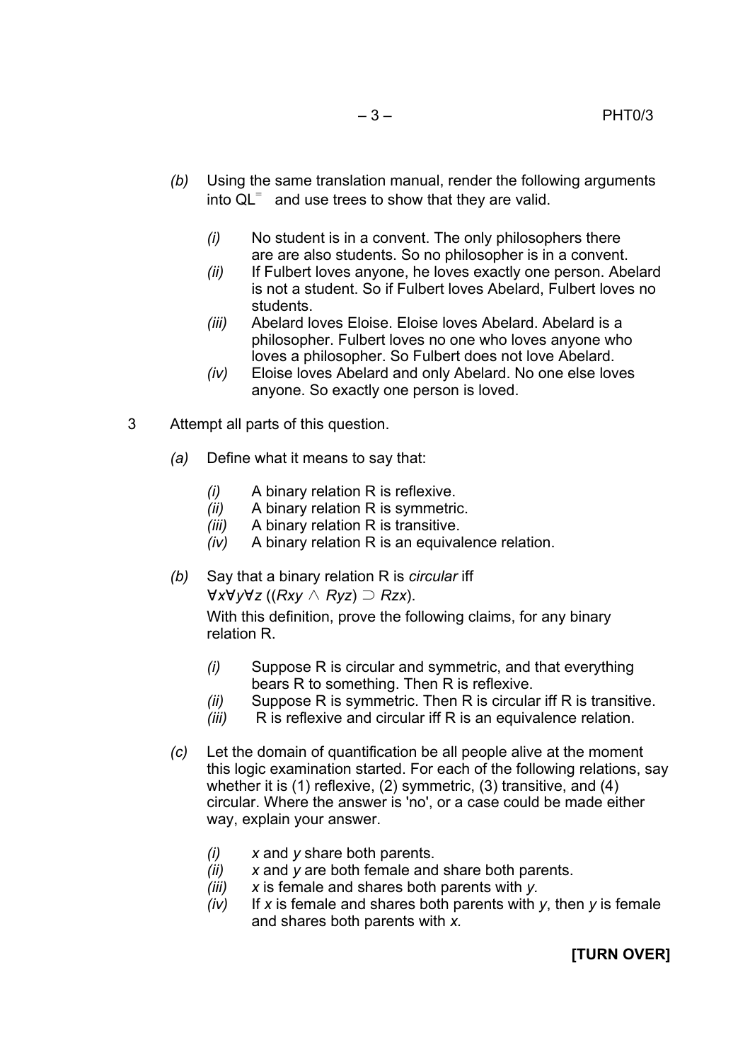*(b)* Using the same translation manual, render the following arguments into $QL^{=}$ and use trees to show that they are valid.

- *(i)* No student is in a convent. The only philosophers there are are also students. So no philosopher is in a convent.
- *(ii)* If Fulbert loves anyone, he loves exactly one person. Abelard is not a student. So if Fulbert loves Abelard, Fulbert loves no students.
- *(iii)* Abelard loves Eloise. Eloise loves Abelard. Abelard is a philosopher. Fulbert loves no one who loves anyone who loves a philosopher. So Fulbert does not love Abelard.
- *(iv)* Eloise loves Abelard and only Abelard. No one else loves anyone. So exactly one person is loved.

3 Attempt all parts of this question.

*(a)* Define what it means to say that:

- *(i)* A binary relation R is reflexive.
- *(ii)* A binary relation R is symmetric.
- *(iii)* A binary relation R is transitive.
- *(iv)* A binary relation R is an equivalence relation.

*(b)* Say that a binary relation R is *circular* iff $\forall x \forall y \forall z\, ((Rxy \wedge Ryz) \supset Rzx)$.

With this definition, prove the following claims, for any binary relation R.

- *(i)* Suppose R is circular and symmetric, and that everything bears R to something. Then R is reflexive.
- *(ii)* Suppose R is symmetric. Then R is circular iff R is transitive.
- *(iii)* R is reflexive and circular iff R is an equivalence relation.

*(c)* Let the domain of quantification be all people alive at the moment this logic examination started. For each of the following relations, say whether it is (1) reflexive, (2) symmetric, (3) transitive, and (4) circular. Where the answer is 'no', or a case could be made either way, explain your answer.

- *(i)* *x* and *y* share both parents.
- *(ii)* *x* and *y* are both female and share both parents.
- *(iii)* *x* is female and shares both parents with *y.*
- *(iv)* If *x* is female and shares both parents with *y*, then *y* is female and shares both parents with *x.*

**[TURN OVER]**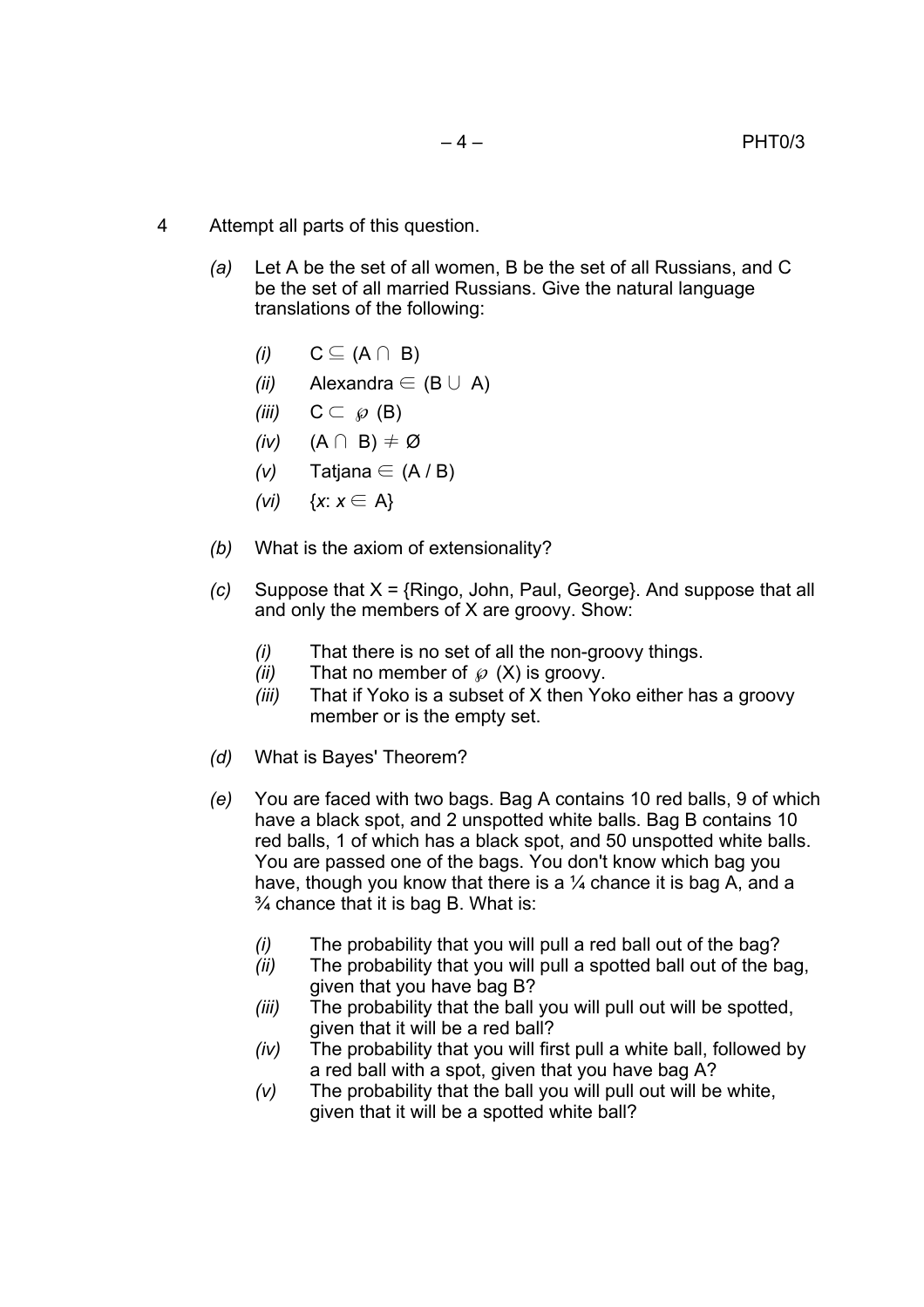4 Attempt all parts of this question.

*(a)* Let A be the set of all women, B be the set of all Russians, and C be the set of all married Russians. Give the natural language translations of the following:

- *(i)* $C \subseteq (A \cap B)$
- *(ii)* Alexandra $\in (B \cup A)$
- *(iii)* $C \subset \wp(B)$
- *(iv)* $(A \cap B) \neq \emptyset$
- *(v)* Tatjana $\in (A / B)$
- *(vi)* $\{x\colon x \in A\}$

*(b)* What is the axiom of extensionality?

*(c)* Suppose that X = {Ringo, John, Paul, George}. And suppose that all and only the members of X are groovy. Show:

- *(i)* That there is no set of all the non-groovy things.
- *(ii)* That no member of $\wp(X)$ is groovy.
- *(iii)* That if Yoko is a subset of X then Yoko either has a groovy member or is the empty set.

*(d)* What is Bayes' Theorem?

*(e)* You are faced with two bags. Bag A contains 10 red balls, 9 of which have a black spot, and 2 unspotted white balls. Bag B contains 10 red balls, 1 of which has a black spot, and 50 unspotted white balls. You are passed one of the bags. You don't know which bag you have, though you know that there is a ¼ chance it is bag A, and a ¾ chance that it is bag B. What is:

- *(i)* The probability that you will pull a red ball out of the bag?
- *(ii)* The probability that you will pull a spotted ball out of the bag, given that you have bag B?
- *(iii)* The probability that the ball you will pull out will be spotted, given that it will be a red ball?
- *(iv)* The probability that you will first pull a white ball, followed by a red ball with a spot, given that you have bag A?
- *(v)* The probability that the ball you will pull out will be white, given that it will be a spotted white ball?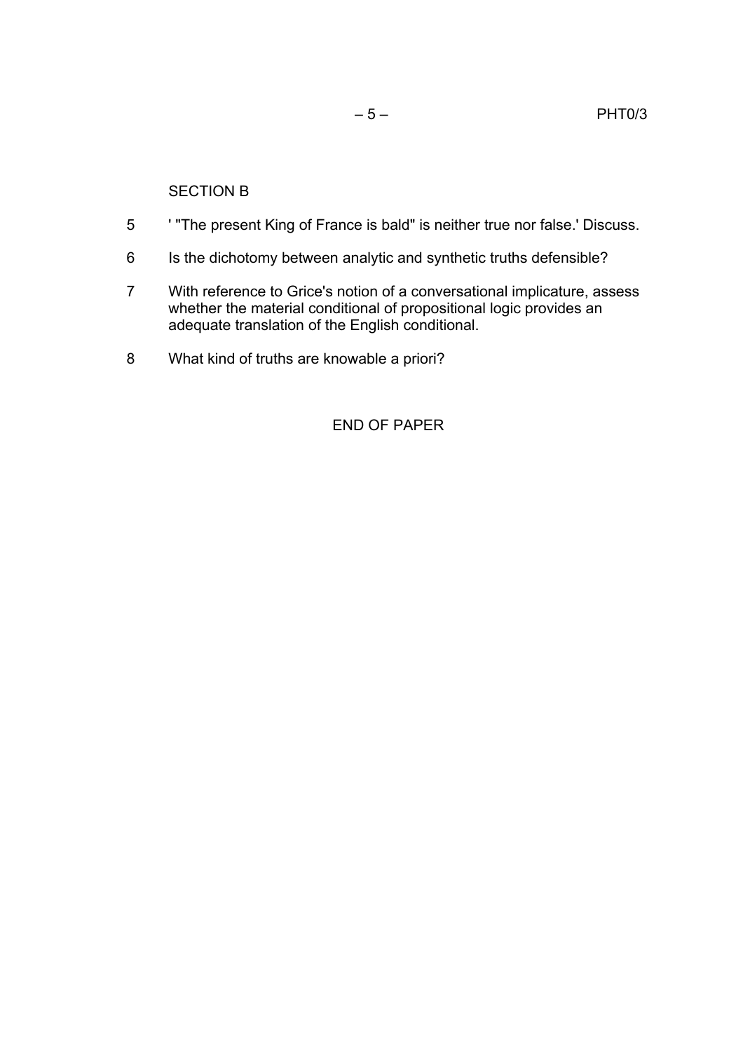## SECTION B

5 ' "The present King of France is bald" is neither true nor false.' Discuss.

6 Is the dichotomy between analytic and synthetic truths defensible?

7 With reference to Grice's notion of a conversational implicature, assess whether the material conditional of propositional logic provides an adequate translation of the English conditional.

8 What kind of truths are knowable a priori?

END OF PAPER